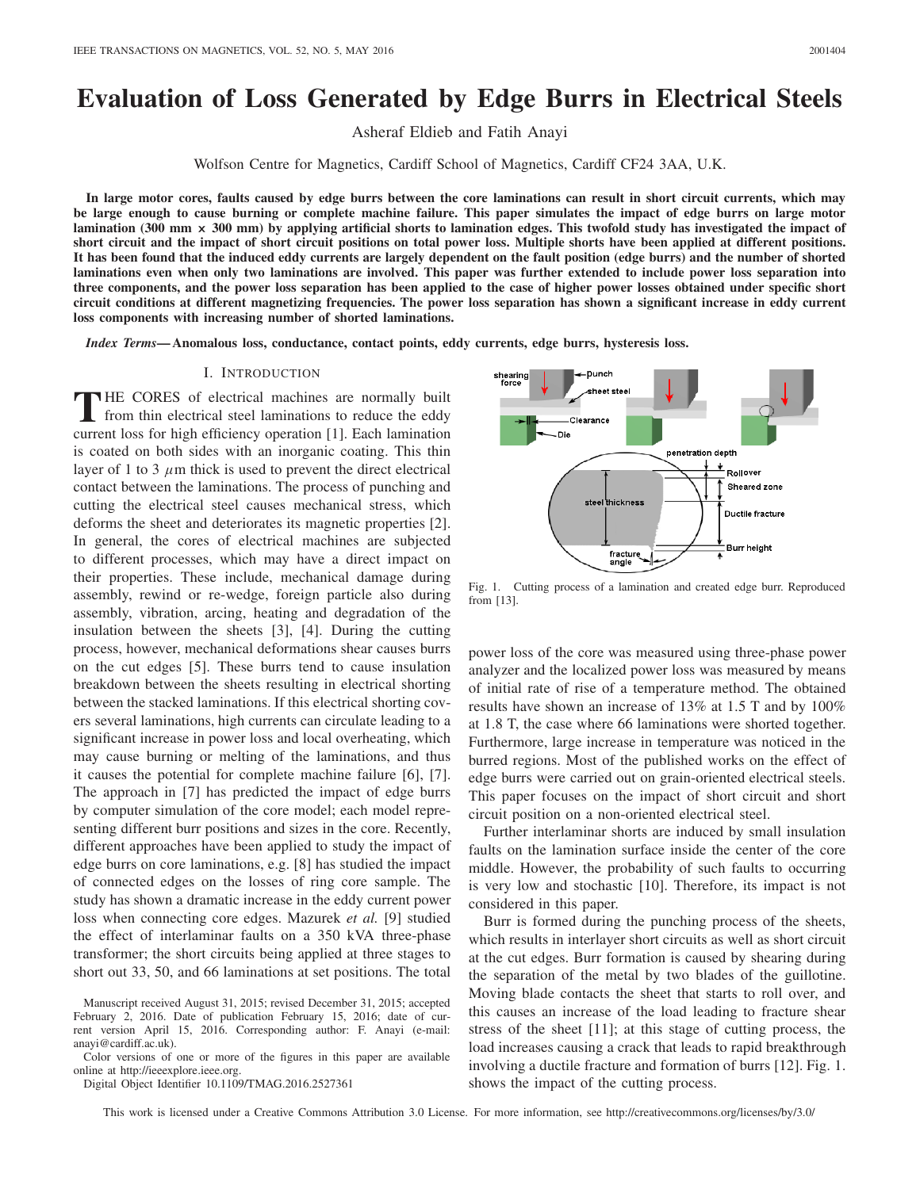# Evaluation of Loss Generated by Edge Burrs in Electrical Steels

Asheraf Eldieb and Fatih Anayi

Wolfson Centre for Magnetics, Cardiff School of Magnetics, Cardiff CF24 3AA, U.K.

**In large motor cores, faults caused by edge burrs between the core laminations can result in short circuit currents, which may be large enough to cause burning or complete machine failure. This paper simulates the impact of edge burrs on large motor lamination (300 mm × 300 mm) by applying artificial shorts to lamination edges. This twofold study has investigated the impact of short circuit and the impact of short circuit positions on total power loss. Multiple shorts have been applied at different positions. It has been found that the induced eddy currents are largely dependent on the fault position (edge burrs) and the number of shorted laminations even when only two laminations are involved. This paper was further extended to include power loss separation into three components, and the power loss separation has been applied to the case of higher power losses obtained under specific short circuit conditions at different magnetizing frequencies. The power loss separation has shown a significant increase in eddy current loss components with increasing number of shorted laminations.**

***Index Terms*— Anomalous loss, conductance, contact points, eddy currents, edge burrs, hysteresis loss.**

## I. Introduction

The cores of electrical machines are normally built from thin electrical steel laminations to reduce the eddy current loss for high efficiency operation [1]. Each lamination is coated on both sides with an inorganic coating. This thin layer of 1 to 3 $\mu$m thick is used to prevent the direct electrical contact between the laminations. The process of punching and cutting the electrical steel causes mechanical stress, which deforms the sheet and deteriorates its magnetic properties [2]. In general, the cores of electrical machines are subjected to different processes, which may have a direct impact on their properties. These include, mechanical damage during assembly, rewind or re-wedge, foreign particle also during assembly, vibration, arcing, heating and degradation of the insulation between the sheets [3], [4]. During the cutting process, however, mechanical deformations shear causes burrs on the cut edges [5]. These burrs tend to cause insulation breakdown between the sheets resulting in electrical shorting between the stacked laminations. If this electrical shorting covers several laminations, high currents can circulate leading to a significant increase in power loss and local overheating, which may cause burning or melting of the laminations, and thus it causes the potential for complete machine failure [6], [7]. The approach in [7] has predicted the impact of edge burrs by computer simulation of the core model; each model representing different burr positions and sizes in the core. Recently, different approaches have been applied to study the impact of edge burrs on core laminations, e.g. [8] has studied the impact of connected edges on the losses of ring core sample. The study has shown a dramatic increase in the eddy current power loss when connecting core edges. Mazurek *et al.* [9] studied the effect of interlaminar faults on a 350 kVA three-phase transformer; the short circuits being applied at three stages to short out 33, 50, and 66 laminations at set positions. The total power loss of the core was measured using three-phase power analyzer and the localized power loss was measured by means of initial rate of rise of a temperature method. The obtained results have shown an increase of 13% at 1.5 T and by 100% at 1.8 T, the case where 66 laminations were shorted together. Furthermore, large increase in temperature was noticed in the burred regions. Most of the published works on the effect of edge burrs were carried out on grain-oriented electrical steels. This paper focuses on the impact of short circuit and short circuit position on a non-oriented electrical steel.

Fig. 1. Cutting process of a lamination and created edge burr. Reproduced from [13].

Further interlaminar shorts are induced by small insulation faults on the lamination surface inside the center of the core middle. However, the probability of such faults to occurring is very low and stochastic [10]. Therefore, its impact is not considered in this paper.

Burr is formed during the punching process of the sheets, which results in interlayer short circuits as well as short circuit at the cut edges. Burr formation is caused by shearing during the separation of the metal by two blades of the guillotine. Moving blade contacts the sheet that starts to roll over, and this causes an increase of the load leading to fracture shear stress of the sheet [11]; at this stage of cutting process, the load increases causing a crack that leads to rapid breakthrough involving a ductile fracture and formation of burrs [12]. Fig. 1. shows the impact of the cutting process.

Manuscript received August 31, 2015; revised December 31, 2015; accepted February 2, 2016. Date of publication February 15, 2016; date of current version April 15, 2016. Corresponding author: F. Anayi (e-mail: anayi@cardiff.ac.uk).

Color versions of one or more of the figures in this paper are available online at http://ieeexplore.ieee.org.

Digital Object Identifier 10.1109/TMAG.2016.2527361

This work is licensed under a Creative Commons Attribution 3.0 License. For more information, see http://creativecommons.org/licenses/by/3.0/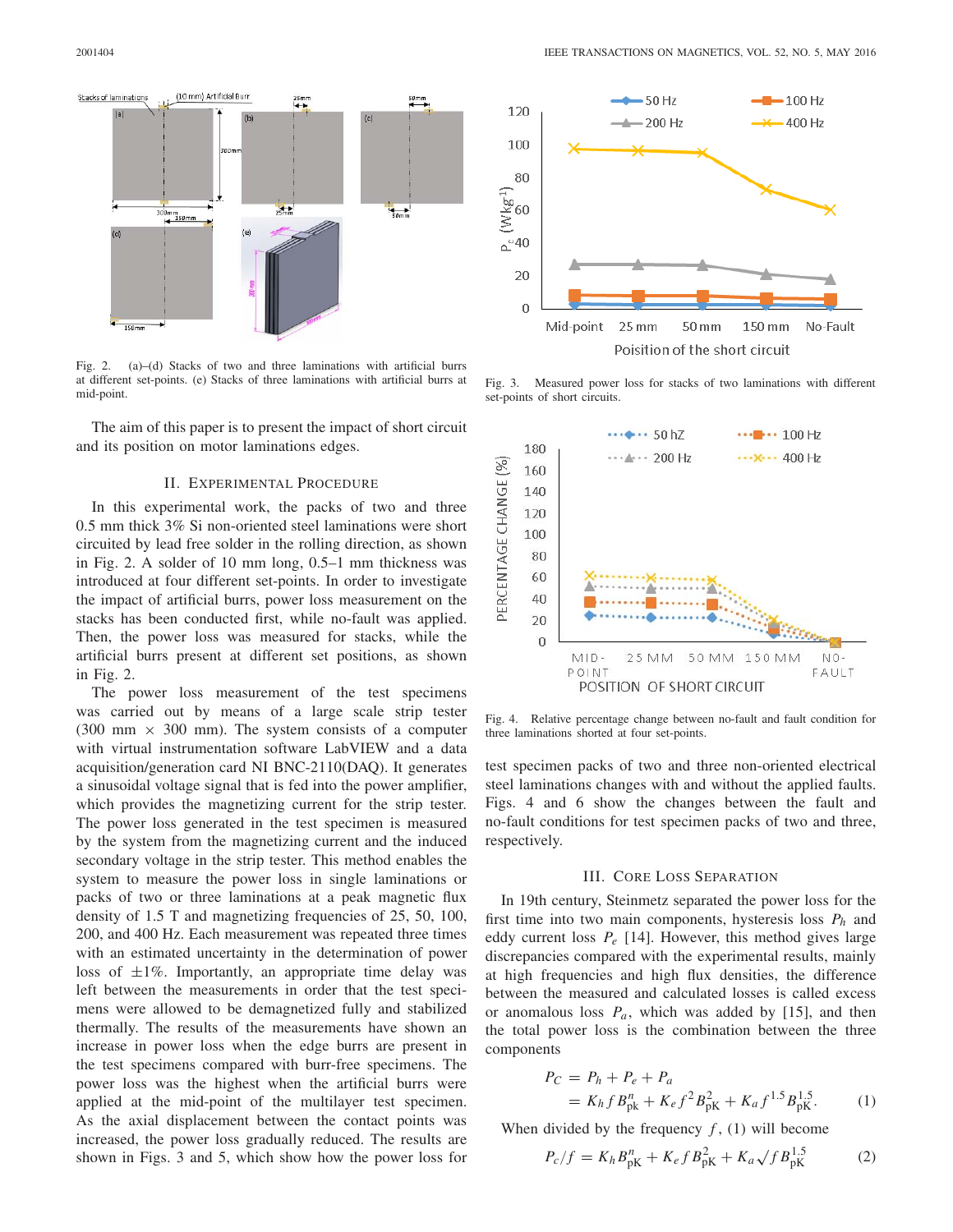Fig. 2. (a)–(d) Stacks of two and three laminations with artificial burrs at different set-points. (e) Stacks of three laminations with artificial burrs at mid-point.

The aim of this paper is to present the impact of short circuit and its position on motor laminations edges.

## II. Experimental Procedure

In this experimental work, the packs of two and three 0.5 mm thick 3% Si non-oriented steel laminations were short circuited by lead free solder in the rolling direction, as shown in Fig. 2. A solder of 10 mm long, 0.5–1 mm thickness was introduced at four different set-points. In order to investigate the impact of artificial burrs, power loss measurement on the stacks has been conducted first, while no-fault was applied. Then, the power loss was measured for stacks, while the artificial burrs present at different set positions, as shown in Fig. 2.

The power loss measurement of the test specimens was carried out by means of a large scale strip tester (300 mm × 300 mm). The system consists of a computer with virtual instrumentation software LabVIEW and a data acquisition/generation card NI BNC-2110(DAQ). It generates a sinusoidal voltage signal that is fed into the power amplifier, which provides the magnetizing current for the strip tester. The power loss generated in the test specimen is measured by the system from the magnetizing current and the induced secondary voltage in the strip tester. This method enables the system to measure the power loss in single laminations or packs of two or three laminations at a peak magnetic flux density of 1.5 T and magnetizing frequencies of 25, 50, 100, 200, and 400 Hz. Each measurement was repeated three times with an estimated uncertainty in the determination of power loss of ±1%. Importantly, an appropriate time delay was left between the measurements in order that the test specimens were allowed to be demagnetized fully and stabilized thermally. The results of the measurements have shown an increase in power loss when the edge burrs are present in the test specimens compared with burr-free specimens. The power loss was the highest when the artificial burrs were applied at the mid-point of the multilayer test specimen. As the axial displacement between the contact points was increased, the power loss gradually reduced. The results are shown in Figs. 3 and 5, which show how the power loss for

Fig. 3. Measured power loss for stacks of two laminations with different set-points of short circuits.

Fig. 4. Relative percentage change between no-fault and fault condition for three laminations shorted at four set-points.

test specimen packs of two and three non-oriented electrical steel laminations changes with and without the applied faults. Figs. 4 and 6 show the changes between the fault and no-fault conditions for test specimen packs of two and three, respectively.

## III. Core Loss Separation

In 19th century, Steinmetz separated the power loss for the first time into two main components, hysteresis loss $P_h$ and eddy current loss $P_e$ [14]. However, this method gives large discrepancies compared with the experimental results, mainly at high frequencies and high flux densities, the difference between the measured and calculated losses is called excess or anomalous loss $P_a$, which was added by [15], and then the total power loss is the combination between the three components

$$\begin{aligned} P_C &= P_h + P_e + P_a \\ &= K_h f B_{\text{pk}}^{n} + K_e f^2 B_{\text{pk}}^{2} + K_a f^{1.5} B_{\text{pK}}^{1.5}. \end{aligned} \tag{1}$$

When divided by the frequency $f$, (1) will become

$$P_c/f = K_h B_{\text{pK}}^{n} + K_e f B_{\text{pK}}^{2} + K_a \sqrt{f} B_{\text{pK}}^{1.5} \tag{2}$$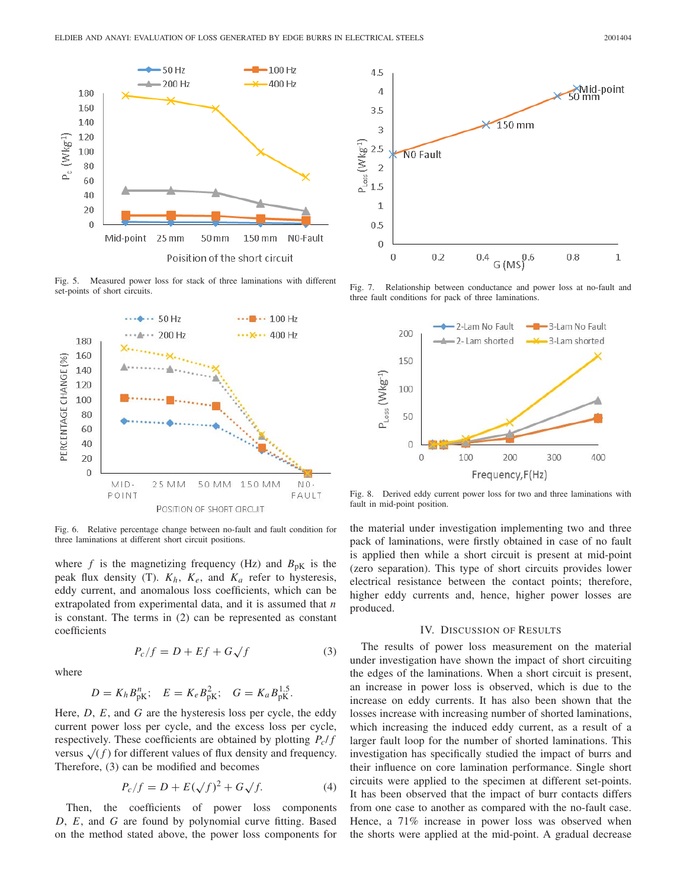Fig. 5. Measured power loss for stack of three laminations with different set-points of short circuits.

Fig. 6. Relative percentage change between no-fault and fault condition for three laminations at different short circuit positions.

where $f$ is the magnetizing frequency (Hz) and $B_{\mathrm{pK}}$ is the peak flux density (T). $K_h$, $K_e$, and $K_a$ refer to hysteresis, eddy current, and anomalous loss coefficients, which can be extrapolated from experimental data, and it is assumed that $n$ is constant. The terms in (2) can be represented as constant coefficients

$$P_c/f = D + Ef + G\sqrt{f} \tag{3}$$

where

$$D = K_h B_{\mathrm{pK}}^n; \quad E = K_e B_{\mathrm{pK}}^2; \quad G = K_a B_{\mathrm{pK}}^{1.5}.$$

Here, $D$, $E$, and $G$ are the hysteresis loss per cycle, the eddy current power loss per cycle, and the excess loss per cycle, respectively. These coefficients are obtained by plotting $P_c/f$ versus $\sqrt{(f)}$ for different values of flux density and frequency. Therefore, (3) can be modified and becomes

$$P_c/f = D + E(\sqrt{f})^2 + G\sqrt{f}. \tag{4}$$

Then, the coefficients of power loss components $D$, $E$, and $G$ are found by polynomial curve fitting. Based on the method stated above, the power loss components for the material under investigation implementing two and three pack of laminations, were firstly obtained in case of no fault is applied then while a short circuit is present at mid-point (zero separation). This type of short circuits provides lower electrical resistance between the contact points; therefore, higher eddy currents and, hence, higher power losses are produced.

Fig. 7. Relationship between conductance and power loss at no-fault and three fault conditions for pack of three laminations.

Fig. 8. Derived eddy current power loss for two and three laminations with fault in mid-point position.

## IV. Discussion of Results

The results of power loss measurement on the material under investigation have shown the impact of short circuiting the edges of the laminations. When a short circuit is present, an increase in power loss is observed, which is due to the increase on eddy currents. It has also been shown that the losses increase with increasing number of shorted laminations, which increasing the induced eddy current, as a result of a larger fault loop for the number of shorted laminations. This investigation has specifically studied the impact of burrs and their influence on core lamination performance. Single short circuits were applied to the specimen at different set-points. It has been observed that the impact of burr contacts differs from one case to another as compared with the no-fault case. Hence, a 71% increase in power loss was observed when the shorts were applied at the mid-point. A gradual decrease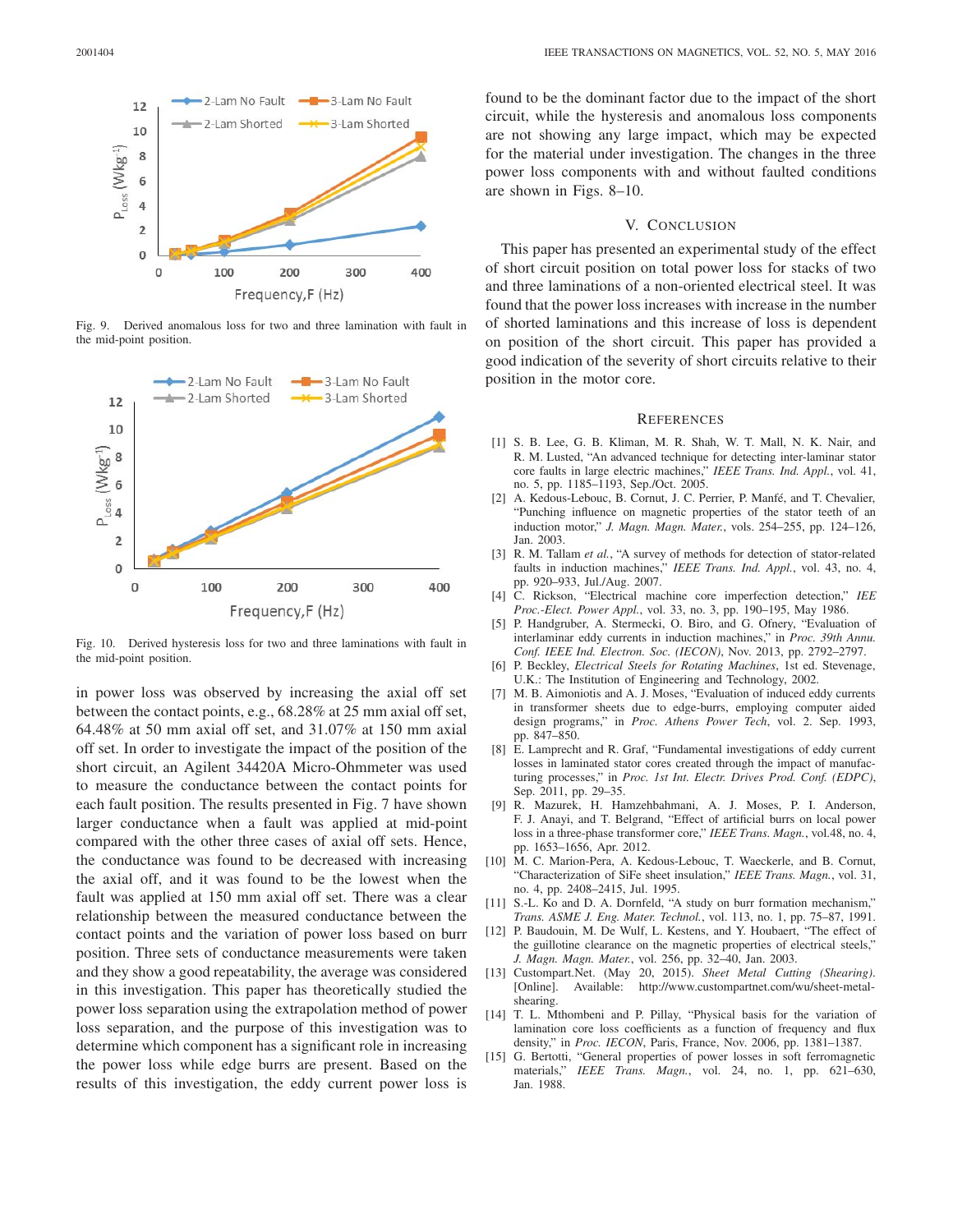12

10

8

6

4

2

0

$P_{Loss}$ (Wkg$^{-1}$)

0 100 200 300 400

Frequency,F (Hz)

2-Lam No Fault
3-Lam No Fault
2-Lam Shorted
3-Lam Shorted

Fig. 9. Derived anomalous loss for two and three lamination with fault in the mid-point position.

12

10

8

6

4

2

0

$P_{Loss}$ (Wkg$^{-1}$)

0 100 200 300 400

Frequency,F (Hz)

2-Lam No Fault
3-Lam No Fault
2-Lam Shorted
3-Lam Shorted

Fig. 10. Derived hysteresis loss for two and three laminations with fault in the mid-point position.

in power loss was observed by increasing the axial off set between the contact points, e.g., 68.28% at 25 mm axial off set, 64.48% at 50 mm axial off set, and 31.07% at 150 mm axial off set. In order to investigate the impact of the position of the short circuit, an Agilent 34420A Micro-Ohmmeter was used to measure the conductance between the contact points for each fault position. The results presented in Fig. 7 have shown larger conductance when a fault was applied at mid-point compared with the other three cases of axial off sets. Hence, the conductance was found to be decreased with increasing the axial off, and it was found to be the lowest when the fault was applied at 150 mm axial off set. There was a clear relationship between the measured conductance between the contact points and the variation of power loss based on burr position. Three sets of conductance measurements were taken and they show a good repeatability, the average was considered in this investigation. This paper has theoretically studied the power loss separation using the extrapolation method of power loss separation, and the purpose of this investigation was to determine which component has a significant role in increasing the power loss while edge burrs are present. Based on the results of this investigation, the eddy current power loss is found to be the dominant factor due to the impact of the short circuit, while the hysteresis and anomalous loss components are not showing any large impact, which may be expected for the material under investigation. The changes in the three power loss components with and without faulted conditions are shown in Figs. 8–10.

## V. Conclusion

This paper has presented an experimental study of the effect of short circuit position on total power loss for stacks of two and three laminations of a non-oriented electrical steel. It was found that the power loss increases with increase in the number of shorted laminations and this increase of loss is dependent on position of the short circuit. This paper has provided a good indication of the severity of short circuits relative to their position in the motor core.

## References

[1] S. B. Lee, G. B. Kliman, M. R. Shah, W. T. Mall, N. K. Nair, and R. M. Lusted, "An advanced technique for detecting inter-laminar stator core faults in large electric machines," *IEEE Trans. Ind. Appl.*, vol. 41, no. 5, pp. 1185–1193, Sep./Oct. 2005.

[2] A. Kedous-Lebouc, B. Cornut, J. C. Perrier, P. Manfé, and T. Chevalier, "Punching influence on magnetic properties of the stator teeth of an induction motor," *J. Magn. Magn. Mater.*, vols. 254–255, pp. 124–126, Jan. 2003.

[3] R. M. Tallam *et al.*, "A survey of methods for detection of stator-related faults in induction machines," *IEEE Trans. Ind. Appl.*, vol. 43, no. 4, pp. 920–933, Jul./Aug. 2007.

[4] C. Rickson, "Electrical machine core imperfection detection," *IEE Proc.-Elect. Power Appl.*, vol. 33, no. 3, pp. 190–195, May 1986.

[5] P. Handgruber, A. Stermecki, O. Biro, and G. Ofnery, "Evaluation of interlaminar eddy currents in induction machines," in *Proc. 39th Annu. Conf. IEEE Ind. Electron. Soc. (IECON)*, Nov. 2013, pp. 2792–2797.

[6] P. Beckley, *Electrical Steels for Rotating Machines*, 1st ed. Stevenage, U.K.: The Institution of Engineering and Technology, 2002.

[7] M. B. Aimoniotis and A. J. Moses, "Evaluation of induced eddy currents in transformer sheets due to edge-burrs, employing computer aided design programs," in *Proc. Athens Power Tech*, vol. 2. Sep. 1993, pp. 847–850.

[8] E. Lamprecht and R. Graf, "Fundamental investigations of eddy current losses in laminated stator cores created through the impact of manufacturing processes," in *Proc. 1st Int. Electr. Drives Prod. Conf. (EDPC)*, Sep. 2011, pp. 29–35.

[9] R. Mazurek, H. Hamzehbahmani, A. J. Moses, P. I. Anderson, F. J. Anayi, and T. Belgrand, "Effect of artificial burrs on local power loss in a three-phase transformer core," *IEEE Trans. Magn.*, vol.48, no. 4, pp. 1653–1656, Apr. 2012.

[10] M. C. Marion-Pera, A. Kedous-Lebouc, T. Waeckerle, and B. Cornut, "Characterization of SiFe sheet insulation," *IEEE Trans. Magn.*, vol. 31, no. 4, pp. 2408–2415, Jul. 1995.

[11] S.-L. Ko and D. A. Dornfeld, "A study on burr formation mechanism," *Trans. ASME J. Eng. Mater. Technol.*, vol. 113, no. 1, pp. 75–87, 1991.

[12] P. Baudouin, M. De Wulf, L. Kestens, and Y. Houbaert, "The effect of the guillotine clearance on the magnetic properties of electrical steels," *J. Magn. Magn. Mater.*, vol. 256, pp. 32–40, Jan. 2003.

[13] Custompart.Net. (May 20, 2015). *Sheet Metal Cutting (Shearing)*. [Online]. Available: http://www.custompartnet.com/wu/sheet-metal-shearing.

[14] T. L. Mthombeni and P. Pillay, "Physical basis for the variation of lamination core loss coefficients as a function of frequency and flux density," in *Proc. IECON*, Paris, France, Nov. 2006, pp. 1381–1387.

[15] G. Bertotti, "General properties of power losses in soft ferromagnetic materials," *IEEE Trans. Magn.*, vol. 24, no. 1, pp. 621–630, Jan. 1988.